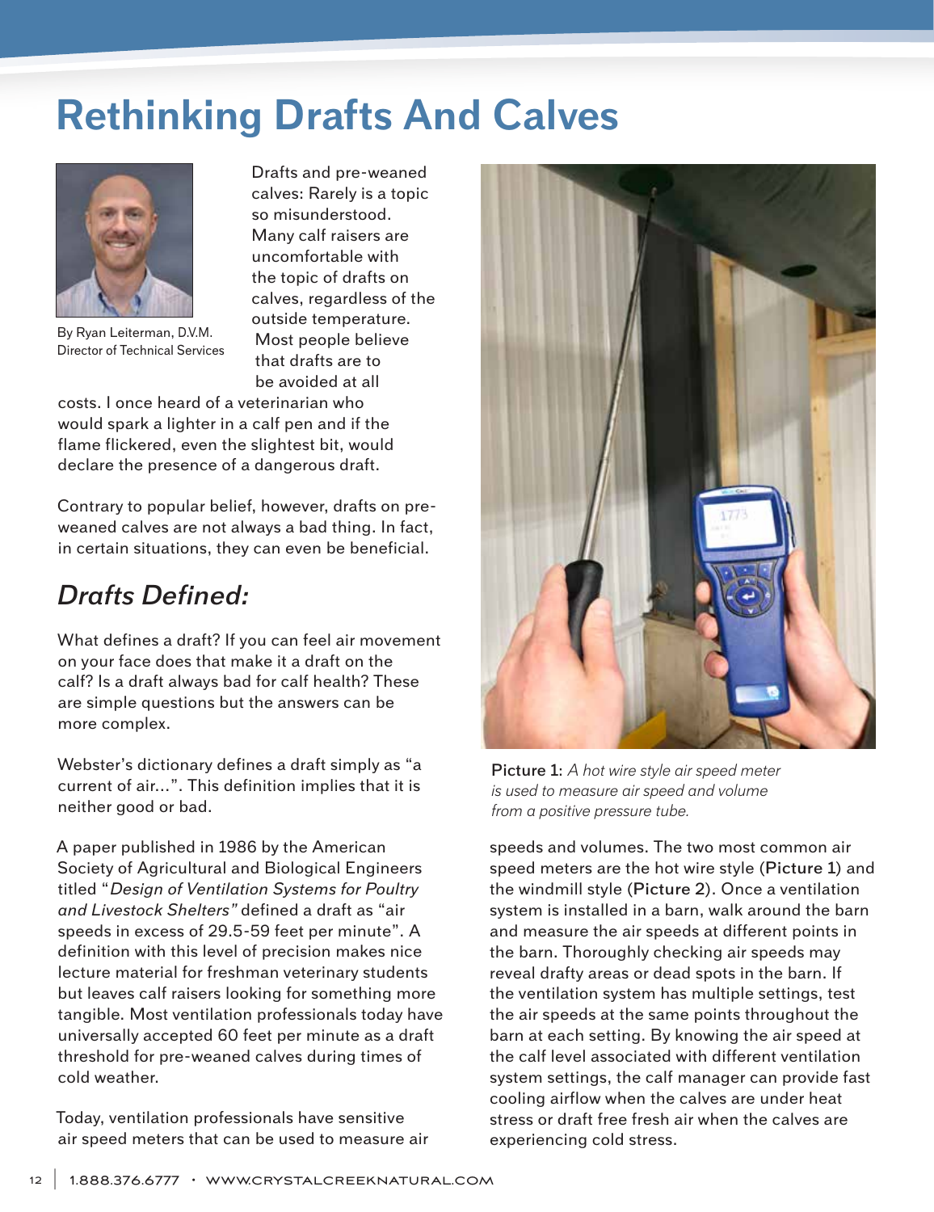# Rethinking Drafts And Calves

By Ryan Leiterman, D.V.M.
Director of Technical Services

Drafts and pre-weaned calves: Rarely is a topic so misunderstood. Many calf raisers are uncomfortable with the topic of drafts on calves, regardless of the outside temperature. Most people believe that drafts are to be avoided at all costs. I once heard of a veterinarian who would spark a lighter in a calf pen and if the flame flickered, even the slightest bit, would declare the presence of a dangerous draft.

Contrary to popular belief, however, drafts on pre-weaned calves are not always a bad thing. In fact, in certain situations, they can even be beneficial.

## *Drafts Defined:*

What defines a draft? If you can feel air movement on your face does that make it a draft on the calf? Is a draft always bad for calf health? These are simple questions but the answers can be more complex.

Webster's dictionary defines a draft simply as "a current of air...". This definition implies that it is neither good or bad.

A paper published in 1986 by the American Society of Agricultural and Biological Engineers titled "*Design of Ventilation Systems for Poultry and Livestock Shelters"* defined a draft as "air speeds in excess of 29.5-59 feet per minute". A definition with this level of precision makes nice lecture material for freshman veterinary students but leaves calf raisers looking for something more tangible. Most ventilation professionals today have universally accepted 60 feet per minute as a draft threshold for pre-weaned calves during times of cold weather.

Today, ventilation professionals have sensitive air speed meters that can be used to measure air speeds and volumes. The two most common air speed meters are the hot wire style (Picture 1) and the windmill style (Picture 2). Once a ventilation system is installed in a barn, walk around the barn and measure the air speeds at different points in the barn. Thoroughly checking air speeds may reveal drafty areas or dead spots in the barn. If the ventilation system has multiple settings, test the air speeds at the same points throughout the barn at each setting. By knowing the air speed at the calf level associated with different ventilation system settings, the calf manager can provide fast cooling airflow when the calves are under heat stress or draft free fresh air when the calves are experiencing cold stress.

Picture 1: *A hot wire style air speed meter is used to measure air speed and volume from a positive pressure tube.*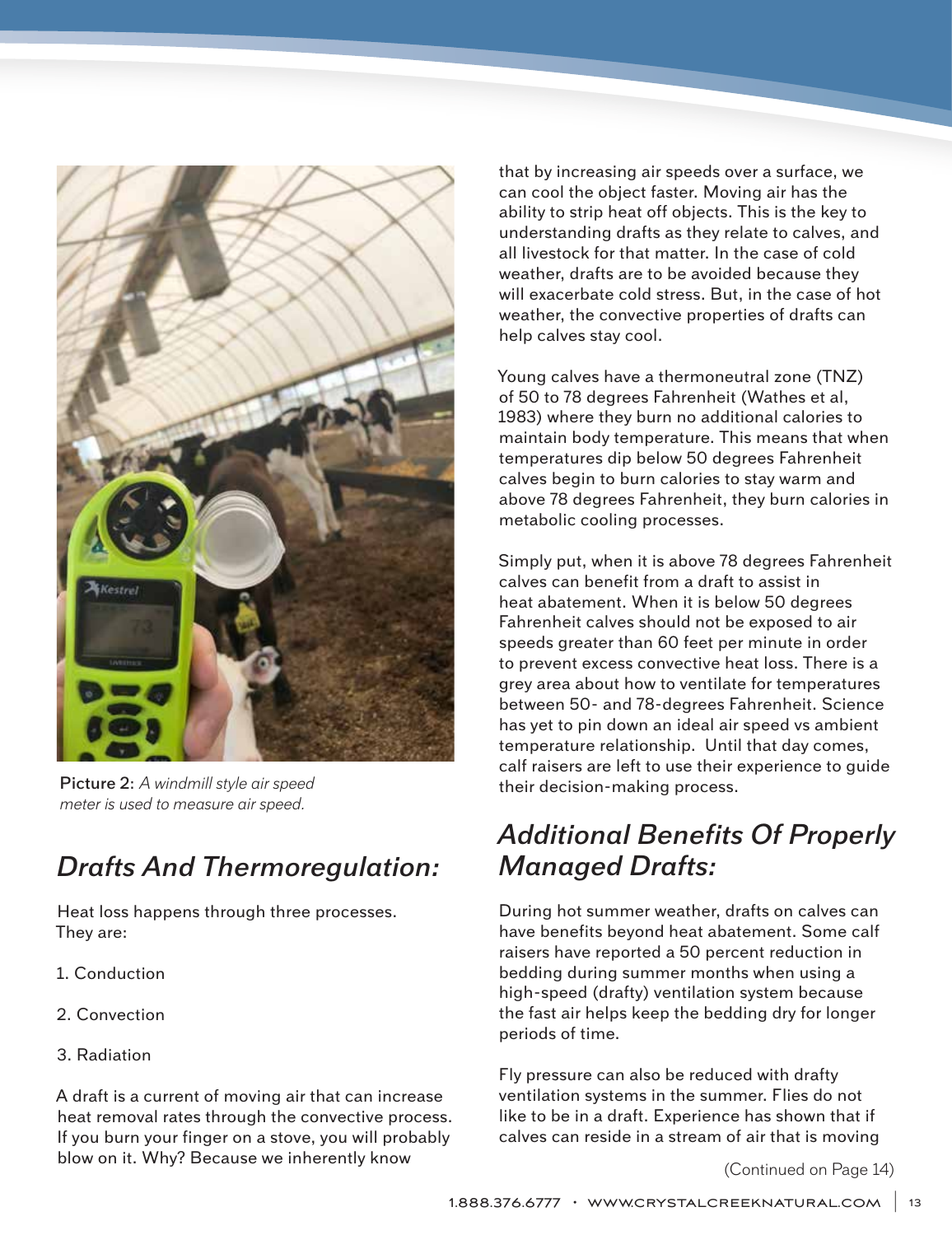Picture 2: *A windmill style air speed meter is used to measure air speed.*

## *Drafts And Thermoregulation:*

Heat loss happens through three processes. They are:

1. Conduction

2. Convection

3. Radiation

A draft is a current of moving air that can increase heat removal rates through the convective process. If you burn your finger on a stove, you will probably blow on it. Why? Because we inherently know that by increasing air speeds over a surface, we can cool the object faster. Moving air has the ability to strip heat off objects. This is the key to understanding drafts as they relate to calves, and all livestock for that matter. In the case of cold weather, drafts are to be avoided because they will exacerbate cold stress. But, in the case of hot weather, the convective properties of drafts can help calves stay cool.

Young calves have a thermoneutral zone (TNZ) of 50 to 78 degrees Fahrenheit (Wathes et al, 1983) where they burn no additional calories to maintain body temperature. This means that when temperatures dip below 50 degrees Fahrenheit calves begin to burn calories to stay warm and above 78 degrees Fahrenheit, they burn calories in metabolic cooling processes.

Simply put, when it is above 78 degrees Fahrenheit calves can benefit from a draft to assist in heat abatement. When it is below 50 degrees Fahrenheit calves should not be exposed to air speeds greater than 60 feet per minute in order to prevent excess convective heat loss. There is a grey area about how to ventilate for temperatures between 50- and 78-degrees Fahrenheit. Science has yet to pin down an ideal air speed vs ambient temperature relationship. Until that day comes, calf raisers are left to use their experience to guide their decision-making process.

## *Additional Benefits Of Properly Managed Drafts:*

During hot summer weather, drafts on calves can have benefits beyond heat abatement. Some calf raisers have reported a 50 percent reduction in bedding during summer months when using a high-speed (drafty) ventilation system because the fast air helps keep the bedding dry for longer periods of time.

Fly pressure can also be reduced with drafty ventilation systems in the summer. Flies do not like to be in a draft. Experience has shown that if calves can reside in a stream of air that is moving

(Continued on Page 14)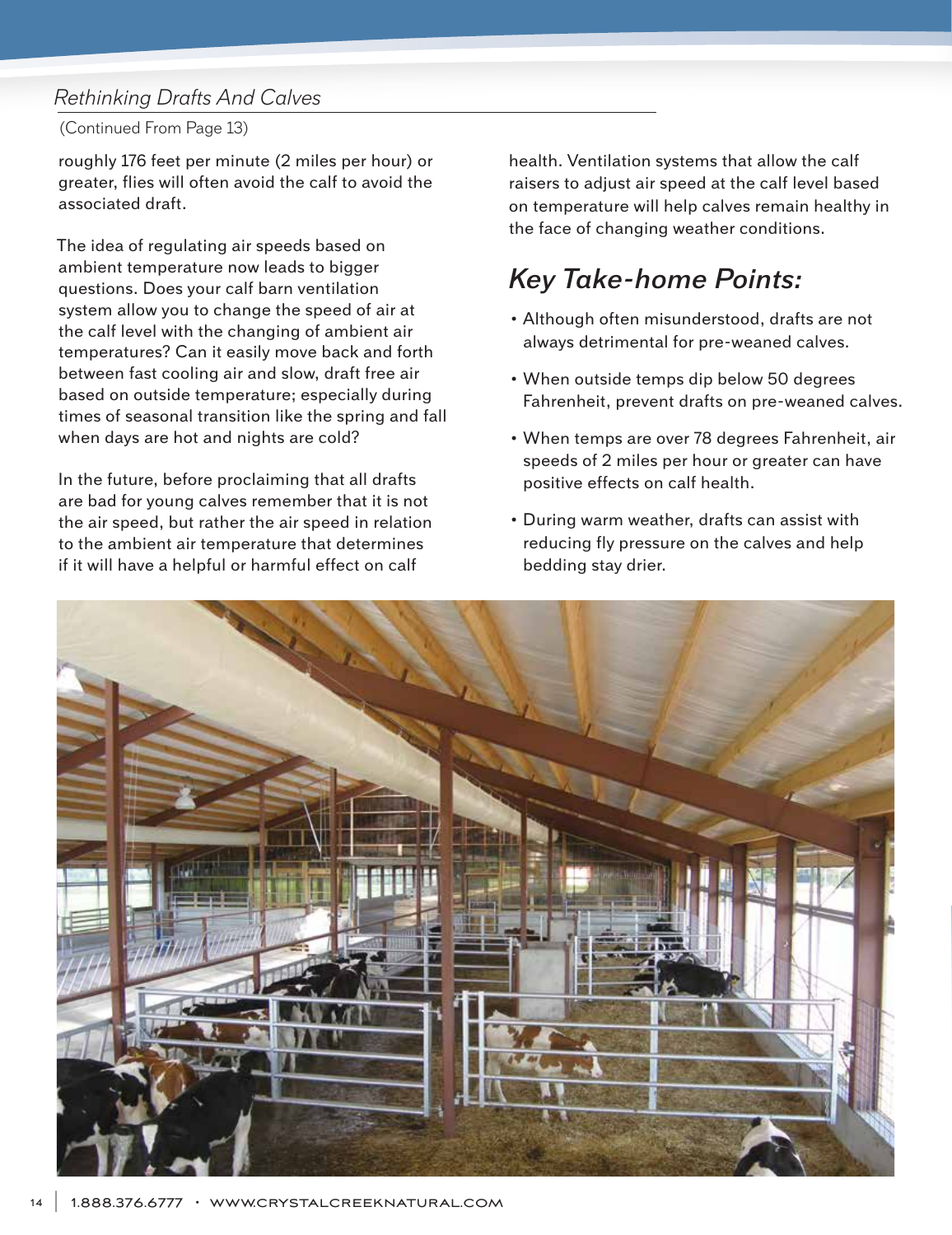*Rethinking Drafts And Calves*

(Continued From Page 13)

roughly 176 feet per minute (2 miles per hour) or greater, flies will often avoid the calf to avoid the associated draft.

The idea of regulating air speeds based on ambient temperature now leads to bigger questions. Does your calf barn ventilation system allow you to change the speed of air at the calf level with the changing of ambient air temperatures? Can it easily move back and forth between fast cooling air and slow, draft free air based on outside temperature; especially during times of seasonal transition like the spring and fall when days are hot and nights are cold?

In the future, before proclaiming that all drafts are bad for young calves remember that it is not the air speed, but rather the air speed in relation to the ambient air temperature that determines if it will have a helpful or harmful effect on calf health. Ventilation systems that allow the calf raisers to adjust air speed at the calf level based on temperature will help calves remain healthy in the face of changing weather conditions.

## *Key Take-home Points:*

- Although often misunderstood, drafts are not always detrimental for pre-weaned calves.
- When outside temps dip below 50 degrees Fahrenheit, prevent drafts on pre-weaned calves.
- When temps are over 78 degrees Fahrenheit, air speeds of 2 miles per hour or greater can have positive effects on calf health.
- During warm weather, drafts can assist with reducing fly pressure on the calves and help bedding stay drier.